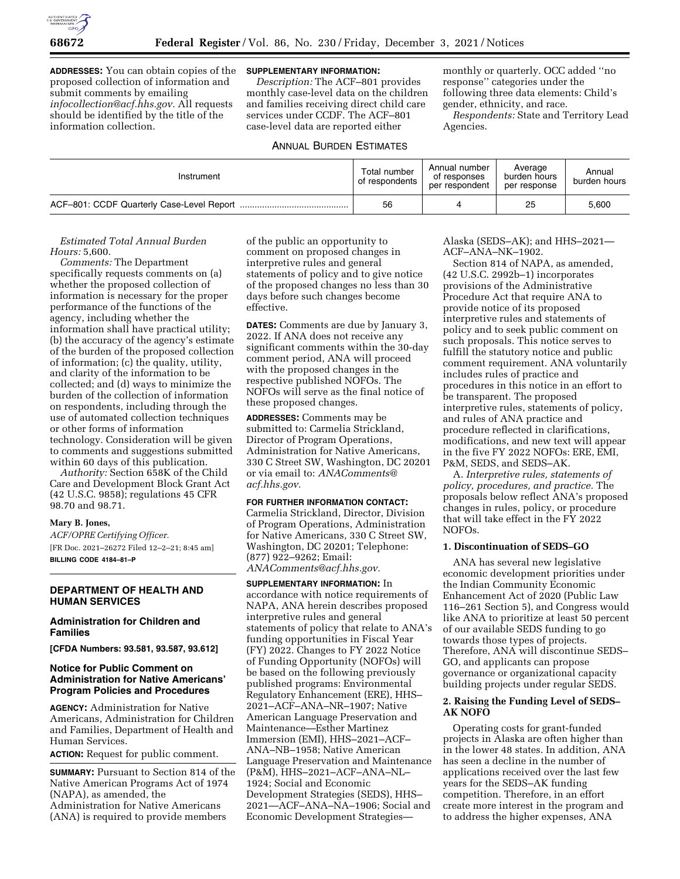**ADDRESSES:** You can obtain copies of the proposed collection of information and submit comments by emailing *infocollection@acf.hhs.gov.* All requests should be identified by the title of the information collection.

**SUPPLEMENTARY INFORMATION:**

*Description:* The ACF–801 provides monthly case-level data on the children and families receiving direct child care services under CCDF. The ACF–801 case-level data are reported either monthly or quarterly. OCC added ''no response'' categories under the following three data elements: Child's gender, ethnicity, and race.

*Respondents:* State and Territory Lead Agencies.

ANNUAL BURDEN ESTIMATES

| Instrument | Total number of respondents | Annual number of responses per respondent | Average burden hours per response | Annual burden hours |
|---|---|---|---|---|
| ACF–801: CCDF Quarterly Case-Level Report | 56 | 4 | 25 | 5,600 |

*Estimated Total Annual Burden Hours:* 5,600.

*Comments:* The Department specifically requests comments on (a) whether the proposed collection of information is necessary for the proper performance of the functions of the agency, including whether the information shall have practical utility; (b) the accuracy of the agency's estimate of the burden of the proposed collection of information; (c) the quality, utility, and clarity of the information to be collected; and (d) ways to minimize the burden of the collection of information on respondents, including through the use of automated collection techniques or other forms of information technology. Consideration will be given to comments and suggestions submitted within 60 days of this publication.

*Authority:* Section 658K of the Child Care and Development Block Grant Act (42 U.S.C. 9858); regulations 45 CFR 98.70 and 98.71.

**Mary B. Jones,**

*ACF/OPRE Certifying Officer.*

[FR Doc. 2021–26272 Filed 12–2–21; 8:45 am]

**BILLING CODE 4184–81–P**

## DEPARTMENT OF HEALTH AND HUMAN SERVICES

### Administration for Children and Families

**[CFDA Numbers: 93.581, 93.587, 93.612]**

### Notice for Public Comment on Administration for Native Americans' Program Policies and Procedures

**AGENCY:** Administration for Native Americans, Administration for Children and Families, Department of Health and Human Services.

**ACTION:** Request for public comment.

**SUMMARY:** Pursuant to Section 814 of the Native American Programs Act of 1974 (NAPA), as amended, the Administration for Native Americans (ANA) is required to provide members of the public an opportunity to comment on proposed changes in interpretive rules and general statements of policy and to give notice of the proposed changes no less than 30 days before such changes become effective.

**DATES:** Comments are due by January 3, 2022. If ANA does not receive any significant comments within the 30-day comment period, ANA will proceed with the proposed changes in the respective published NOFOs. The NOFOs will serve as the final notice of these proposed changes.

**ADDRESSES:** Comments may be submitted to: Carmelia Strickland, Director of Program Operations, Administration for Native Americans, 330 C Street SW, Washington, DC 20201 or via email to: *ANAComments@acf.hhs.gov.*

**FOR FURTHER INFORMATION CONTACT:** Carmelia Strickland, Director, Division of Program Operations, Administration for Native Americans, 330 C Street SW, Washington, DC 20201; Telephone: (877) 922–9262; Email: *ANAComments@acf.hhs.gov.*

**SUPPLEMENTARY INFORMATION:** In accordance with notice requirements of NAPA, ANA herein describes proposed interpretive rules and general statements of policy that relate to ANA's funding opportunities in Fiscal Year (FY) 2022. Changes to FY 2022 Notice of Funding Opportunity (NOFOs) will be based on the following previously published programs: Environmental Regulatory Enhancement (ERE), HHS–2021–ACF–ANA–NR–1907; Native American Language Preservation and Maintenance—Esther Martinez Immersion (EMI), HHS–2021–ACF–ANA–NB–1958; Native American Language Preservation and Maintenance (P&M), HHS–2021–ACF–ANA–NL–1924; Social and Economic Development Strategies (SEDS), HHS–2021—ACF–ANA–NA–1906; Social and Economic Development Strategies—Alaska (SEDS–AK); and HHS–2021—ACF–ANA–NK–1902.

Section 814 of NAPA, as amended, (42 U.S.C. 2992b–1) incorporates provisions of the Administrative Procedure Act that require ANA to provide notice of its proposed interpretive rules and statements of policy and to seek public comment on such proposals. This notice serves to fulfill the statutory notice and public comment requirement. ANA voluntarily includes rules of practice and procedures in this notice in an effort to be transparent. The proposed interpretive rules, statements of policy, and rules of ANA practice and procedure reflected in clarifications, modifications, and new text will appear in the five FY 2022 NOFOs: ERE, EMI, P&M, SEDS, and SEDS–AK.

A. *Interpretive rules, statements of policy, procedures, and practice.* The proposals below reflect ANA's proposed changes in rules, policy, or procedure that will take effect in the FY 2022 NOFOs.

**1. Discontinuation of SEDS–GO**

ANA has several new legislative economic development priorities under the Indian Community Economic Enhancement Act of 2020 (Public Law 116–261 Section 5), and Congress would like ANA to prioritize at least 50 percent of our available SEDS funding to go towards those types of projects. Therefore, ANA will discontinue SEDS–GO, and applicants can propose governance or organizational capacity building projects under regular SEDS.

**2. Raising the Funding Level of SEDS–AK NOFO**

Operating costs for grant-funded projects in Alaska are often higher than in the lower 48 states. In addition, ANA has seen a decline in the number of applications received over the last few years for the SEDS–AK funding competition. Therefore, in an effort create more interest in the program and to address the higher expenses, ANA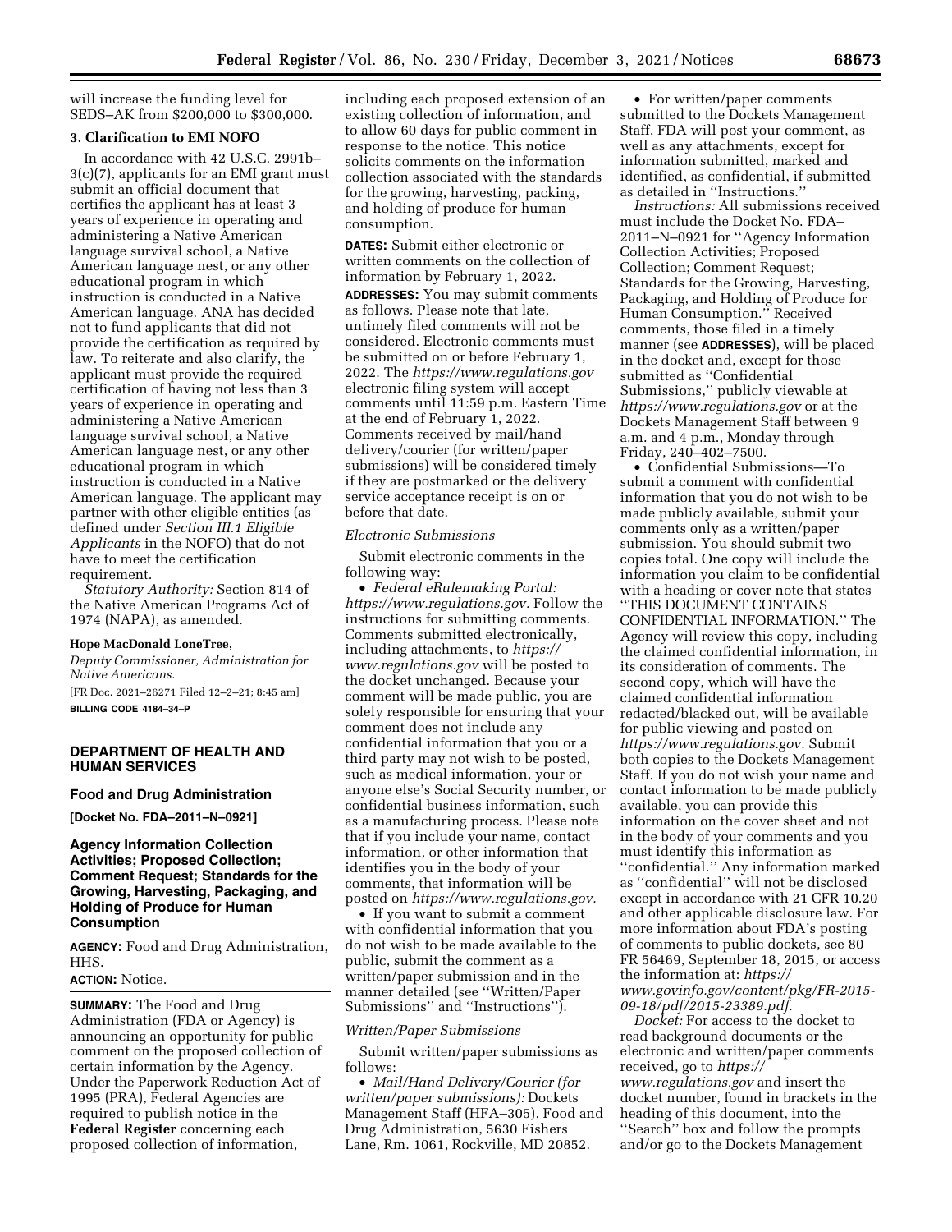will increase the funding level for SEDS–AK from $200,000 to $300,000.

### 3. Clarification to EMI NOFO

In accordance with 42 U.S.C. 2991b–3(c)(7), applicants for an EMI grant must submit an official document that certifies the applicant has at least 3 years of experience in operating and administering a Native American language survival school, a Native American language nest, or any other educational program in which instruction is conducted in a Native American language. ANA has decided not to fund applicants that did not provide the certification as required by law. To reiterate and also clarify, the applicant must provide the required certification of having not less than 3 years of experience in operating and administering a Native American language survival school, a Native American language nest, or any other educational program in which instruction is conducted in a Native American language. The applicant may partner with other eligible entities (as defined under *Section III.1 Eligible Applicants* in the NOFO) that do not have to meet the certification requirement.

*Statutory Authority:* Section 814 of the Native American Programs Act of 1974 (NAPA), as amended.

**Hope MacDonald LoneTree,**

*Deputy Commissioner, Administration for Native Americans.*

[FR Doc. 2021–26271 Filed 12–2–21; 8:45 am]

**BILLING CODE 4184–34–P**

---

## DEPARTMENT OF HEALTH AND HUMAN SERVICES

### Food and Drug Administration

**[Docket No. FDA–2011–N–0921]**

### Agency Information Collection Activities; Proposed Collection; Comment Request; Standards for the Growing, Harvesting, Packaging, and Holding of Produce for Human Consumption

**AGENCY:** Food and Drug Administration, HHS.

**ACTION:** Notice.

**SUMMARY:** The Food and Drug Administration (FDA or Agency) is announcing an opportunity for public comment on the proposed collection of certain information by the Agency. Under the Paperwork Reduction Act of 1995 (PRA), Federal Agencies are required to publish notice in the **Federal Register** concerning each proposed collection of information, including each proposed extension of an existing collection of information, and to allow 60 days for public comment in response to the notice. This notice solicits comments on the information collection associated with the standards for the growing, harvesting, packing, and holding of produce for human consumption.

**DATES:** Submit either electronic or written comments on the collection of information by February 1, 2022.

**ADDRESSES:** You may submit comments as follows. Please note that late, untimely filed comments will not be considered. Electronic comments must be submitted on or before February 1, 2022. The *https://www.regulations.gov* electronic filing system will accept comments until 11:59 p.m. Eastern Time at the end of February 1, 2022. Comments received by mail/hand delivery/courier (for written/paper submissions) will be considered timely if they are postmarked or the delivery service acceptance receipt is on or before that date.

*Electronic Submissions*

Submit electronic comments in the following way:

- *Federal eRulemaking Portal: https://www.regulations.gov.* Follow the instructions for submitting comments. Comments submitted electronically, including attachments, to *https://www.regulations.gov* will be posted to the docket unchanged. Because your comment will be made public, you are solely responsible for ensuring that your comment does not include any confidential information that you or a third party may not wish to be posted, such as medical information, your or anyone else's Social Security number, or confidential business information, such as a manufacturing process. Please note that if you include your name, contact information, or other information that identifies you in the body of your comments, that information will be posted on *https://www.regulations.gov.*
- If you want to submit a comment with confidential information that you do not wish to be made available to the public, submit the comment as a written/paper submission and in the manner detailed (see ''Written/Paper Submissions'' and ''Instructions'').

*Written/Paper Submissions*

Submit written/paper submissions as follows:

- *Mail/Hand Delivery/Courier (for written/paper submissions):* Dockets Management Staff (HFA–305), Food and Drug Administration, 5630 Fishers Lane, Rm. 1061, Rockville, MD 20852.
- For written/paper comments submitted to the Dockets Management Staff, FDA will post your comment, as well as any attachments, except for information submitted, marked and identified, as confidential, if submitted as detailed in ''Instructions.''

*Instructions:* All submissions received must include the Docket No. FDA–2011–N–0921 for ''Agency Information Collection Activities; Proposed Collection; Comment Request; Standards for the Growing, Harvesting, Packaging, and Holding of Produce for Human Consumption.'' Received comments, those filed in a timely manner (see **ADDRESSES**), will be placed in the docket and, except for those submitted as ''Confidential Submissions,'' publicly viewable at *https://www.regulations.gov* or at the Dockets Management Staff between 9 a.m. and 4 p.m., Monday through Friday, 240–402–7500.

- Confidential Submissions—To submit a comment with confidential information that you do not wish to be made publicly available, submit your comments only as a written/paper submission. You should submit two copies total. One copy will include the information you claim to be confidential with a heading or cover note that states ''THIS DOCUMENT CONTAINS CONFIDENTIAL INFORMATION.'' The Agency will review this copy, including the claimed confidential information, in its consideration of comments. The second copy, which will have the claimed confidential information redacted/blacked out, will be available for public viewing and posted on *https://www.regulations.gov.* Submit both copies to the Dockets Management Staff. If you do not wish your name and contact information to be made publicly available, you can provide this information on the cover sheet and not in the body of your comments and you must identify this information as ''confidential.'' Any information marked as ''confidential'' will not be disclosed except in accordance with 21 CFR 10.20 and other applicable disclosure law. For more information about FDA's posting of comments to public dockets, see 80 FR 56469, September 18, 2015, or access the information at: *https://www.govinfo.gov/content/pkg/FR-2015-09-18/pdf/2015-23389.pdf.*

*Docket:* For access to the docket to read background documents or the electronic and written/paper comments received, go to *https://www.regulations.gov* and insert the docket number, found in brackets in the heading of this document, into the ''Search'' box and follow the prompts and/or go to the Dockets Management